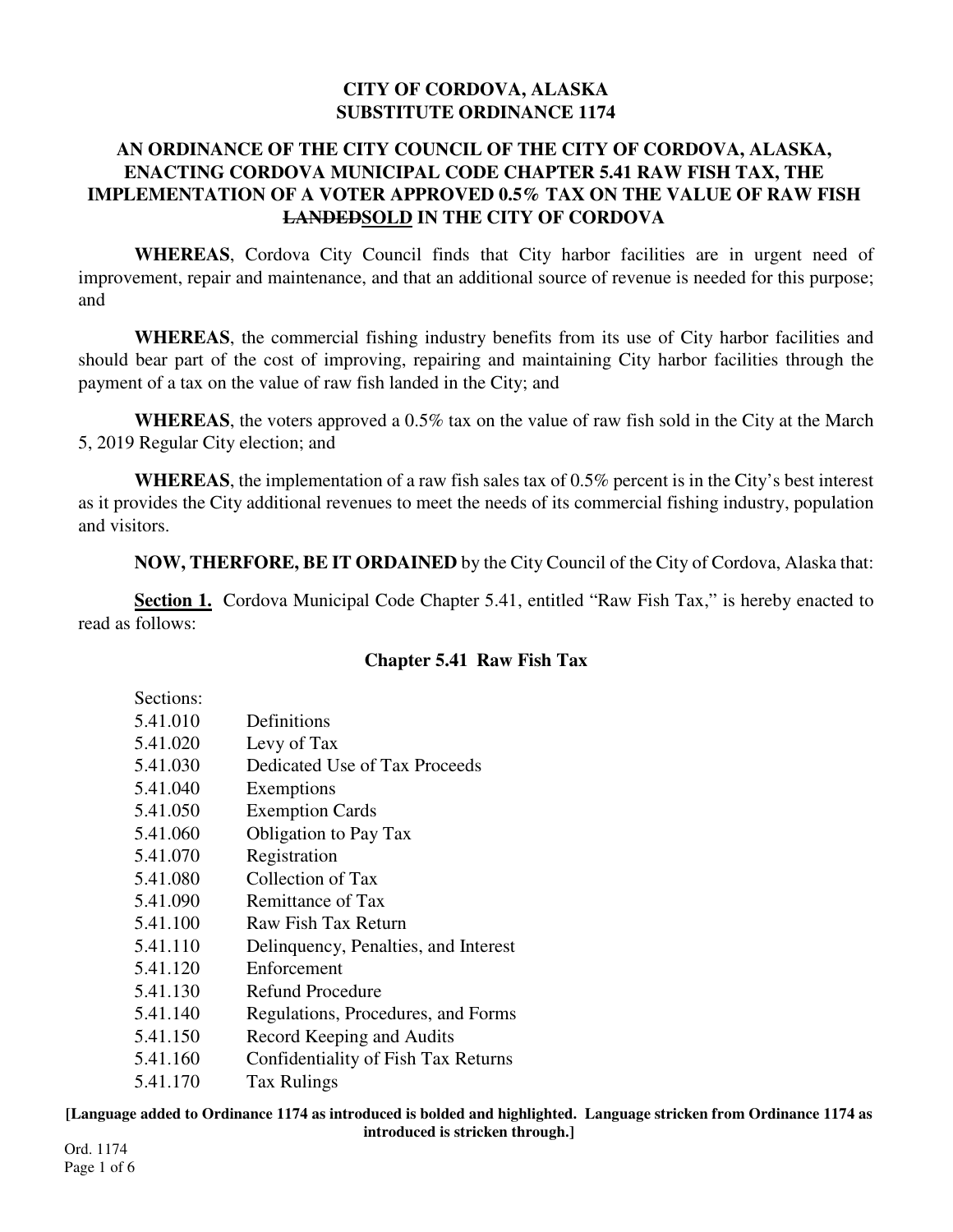# CITY OF CORDOVA, ALASKA
# SUBSTITUTE ORDINANCE 1174

## AN ORDINANCE OF THE CITY COUNCIL OF THE CITY OF CORDOVA, ALASKA, ENACTING CORDOVA MUNICIPAL CODE CHAPTER 5.41 RAW FISH TAX, THE IMPLEMENTATION OF A VOTER APPROVED 0.5% TAX ON THE VALUE OF RAW FISH ~~LANDED~~**SOLD** IN THE CITY OF CORDOVA

**WHEREAS**, Cordova City Council finds that City harbor facilities are in urgent need of improvement, repair and maintenance, and that an additional source of revenue is needed for this purpose; and

**WHEREAS**, the commercial fishing industry benefits from its use of City harbor facilities and should bear part of the cost of improving, repairing and maintaining City harbor facilities through the payment of a tax on the value of raw fish landed in the City; and

**WHEREAS**, the voters approved a 0.5% tax on the value of raw fish sold in the City at the March 5, 2019 Regular City election; and

**WHEREAS**, the implementation of a raw fish sales tax of 0.5% percent is in the City's best interest as it provides the City additional revenues to meet the needs of its commercial fishing industry, population and visitors.

**NOW, THERFORE, BE IT ORDAINED** by the City Council of the City of Cordova, Alaska that:

**Section 1.** Cordova Municipal Code Chapter 5.41, entitled "Raw Fish Tax," is hereby enacted to read as follows:

### Chapter 5.41 Raw Fish Tax

Sections:

| | |
|---|---|
| 5.41.010 | Definitions |
| 5.41.020 | Levy of Tax |
| 5.41.030 | Dedicated Use of Tax Proceeds |
| 5.41.040 | Exemptions |
| 5.41.050 | Exemption Cards |
| 5.41.060 | Obligation to Pay Tax |
| 5.41.070 | Registration |
| 5.41.080 | Collection of Tax |
| 5.41.090 | Remittance of Tax |
| 5.41.100 | Raw Fish Tax Return |
| 5.41.110 | Delinquency, Penalties, and Interest |
| 5.41.120 | Enforcement |
| 5.41.130 | Refund Procedure |
| 5.41.140 | Regulations, Procedures, and Forms |
| 5.41.150 | Record Keeping and Audits |
| 5.41.160 | Confidentiality of Fish Tax Returns |
| 5.41.170 | Tax Rulings |

**[Language added to Ordinance 1174 as introduced is bolded and highlighted. Language stricken from Ordinance 1174 as introduced is stricken through.]**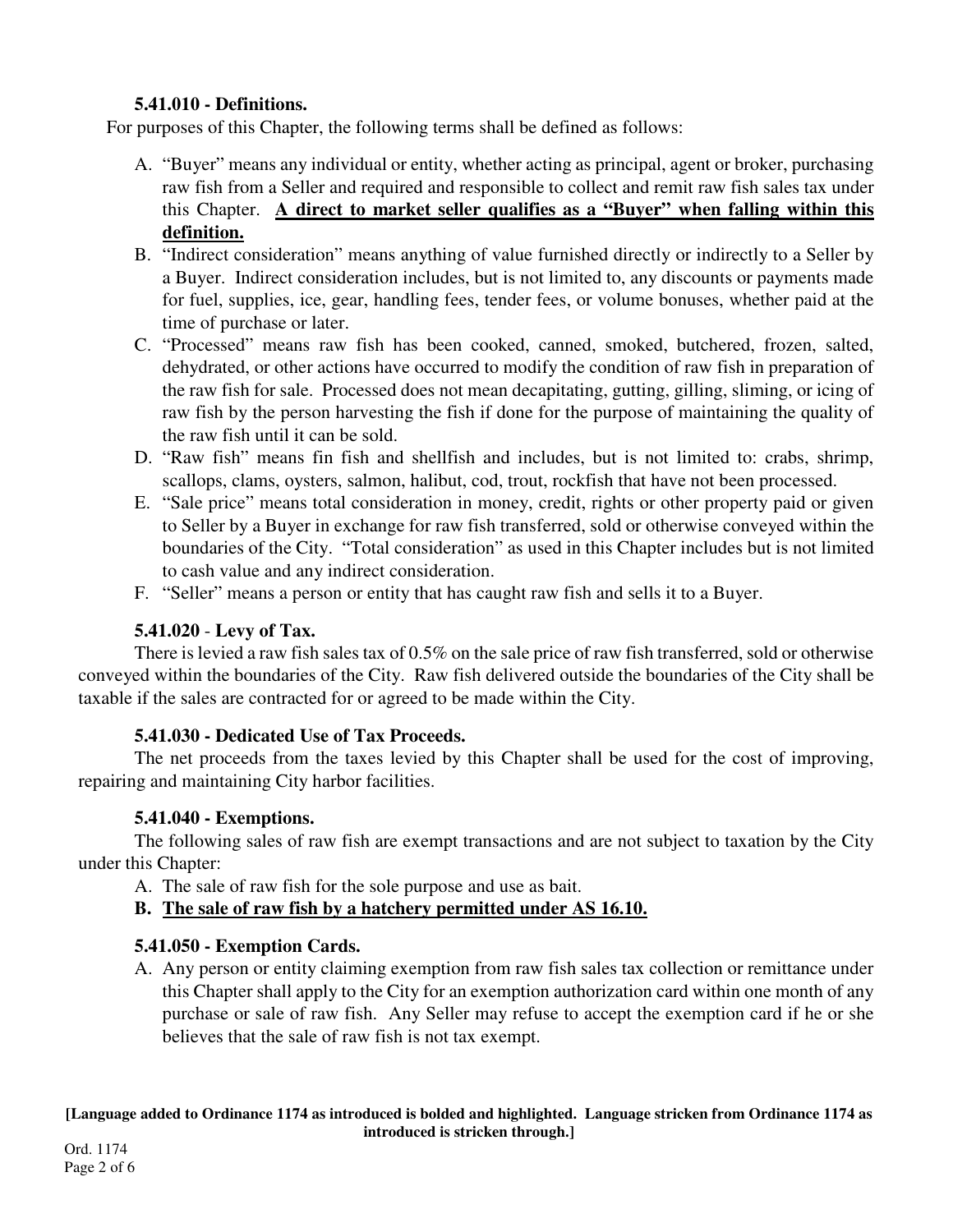### 5.41.010 - Definitions.

For purposes of this Chapter, the following terms shall be defined as follows:

A. "Buyer" means any individual or entity, whether acting as principal, agent or broker, purchasing raw fish from a Seller and required and responsible to collect and remit raw fish sales tax under this Chapter. **A direct to market seller qualifies as a "Buyer" when falling within this definition.**

B. "Indirect consideration" means anything of value furnished directly or indirectly to a Seller by a Buyer. Indirect consideration includes, but is not limited to, any discounts or payments made for fuel, supplies, ice, gear, handling fees, tender fees, or volume bonuses, whether paid at the time of purchase or later.

C. "Processed" means raw fish has been cooked, canned, smoked, butchered, frozen, salted, dehydrated, or other actions have occurred to modify the condition of raw fish in preparation of the raw fish for sale. Processed does not mean decapitating, gutting, gilling, sliming, or icing of raw fish by the person harvesting the fish if done for the purpose of maintaining the quality of the raw fish until it can be sold.

D. "Raw fish" means fin fish and shellfish and includes, but is not limited to: crabs, shrimp, scallops, clams, oysters, salmon, halibut, cod, trout, rockfish that have not been processed.

E. "Sale price" means total consideration in money, credit, rights or other property paid or given to Seller by a Buyer in exchange for raw fish transferred, sold or otherwise conveyed within the boundaries of the City. "Total consideration" as used in this Chapter includes but is not limited to cash value and any indirect consideration.

F. "Seller" means a person or entity that has caught raw fish and sells it to a Buyer.

### 5.41.020 - Levy of Tax.

There is levied a raw fish sales tax of 0.5% on the sale price of raw fish transferred, sold or otherwise conveyed within the boundaries of the City. Raw fish delivered outside the boundaries of the City shall be taxable if the sales are contracted for or agreed to be made within the City.

### 5.41.030 - Dedicated Use of Tax Proceeds.

The net proceeds from the taxes levied by this Chapter shall be used for the cost of improving, repairing and maintaining City harbor facilities.

### 5.41.040 - Exemptions.

The following sales of raw fish are exempt transactions and are not subject to taxation by the City under this Chapter:

A. The sale of raw fish for the sole purpose and use as bait.

**B. The sale of raw fish by a hatchery permitted under AS 16.10.**

### 5.41.050 - Exemption Cards.

A. Any person or entity claiming exemption from raw fish sales tax collection or remittance under this Chapter shall apply to the City for an exemption authorization card within one month of any purchase or sale of raw fish. Any Seller may refuse to accept the exemption card if he or she believes that the sale of raw fish is not tax exempt.

**[Language added to Ordinance 1174 as introduced is bolded and highlighted. Language stricken from Ordinance 1174 as introduced is stricken through.]**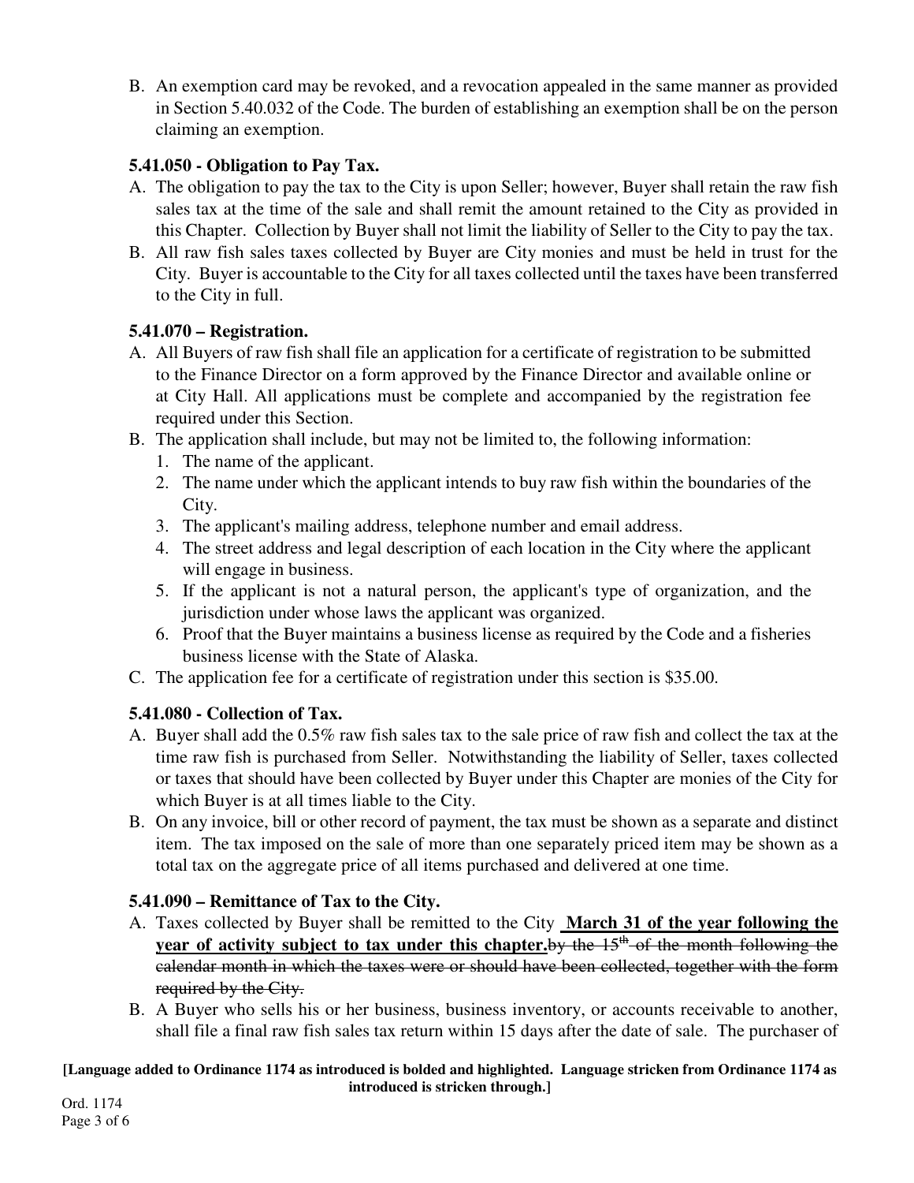B. An exemption card may be revoked, and a revocation appealed in the same manner as provided in Section 5.40.032 of the Code. The burden of establishing an exemption shall be on the person claiming an exemption.

**5.41.050 - Obligation to Pay Tax.**

A. The obligation to pay the tax to the City is upon Seller; however, Buyer shall retain the raw fish sales tax at the time of the sale and shall remit the amount retained to the City as provided in this Chapter. Collection by Buyer shall not limit the liability of Seller to the City to pay the tax.

B. All raw fish sales taxes collected by Buyer are City monies and must be held in trust for the City. Buyer is accountable to the City for all taxes collected until the taxes have been transferred to the City in full.

**5.41.070 – Registration.**

A. All Buyers of raw fish shall file an application for a certificate of registration to be submitted to the Finance Director on a form approved by the Finance Director and available online or at City Hall. All applications must be complete and accompanied by the registration fee required under this Section.

B. The application shall include, but may not be limited to, the following information:
   1. The name of the applicant.
   2. The name under which the applicant intends to buy raw fish within the boundaries of the City.
   3. The applicant's mailing address, telephone number and email address.
   4. The street address and legal description of each location in the City where the applicant will engage in business.
   5. If the applicant is not a natural person, the applicant's type of organization, and the jurisdiction under whose laws the applicant was organized.
   6. Proof that the Buyer maintains a business license as required by the Code and a fisheries business license with the State of Alaska.

C. The application fee for a certificate of registration under this section is $35.00.

**5.41.080 - Collection of Tax.**

A. Buyer shall add the 0.5% raw fish sales tax to the sale price of raw fish and collect the tax at the time raw fish is purchased from Seller. Notwithstanding the liability of Seller, taxes collected or taxes that should have been collected by Buyer under this Chapter are monies of the City for which Buyer is at all times liable to the City.

B. On any invoice, bill or other record of payment, the tax must be shown as a separate and distinct item. The tax imposed on the sale of more than one separately priced item may be shown as a total tax on the aggregate price of all items purchased and delivered at one time.

**5.41.090 – Remittance of Tax to the City.**

A. Taxes collected by Buyer shall be remitted to the City **March 31 of the year following the year of activity subject to tax under this chapter.**~~by the 15th of the month following the calendar month in which the taxes were or should have been collected, together with the form required by the City.~~

B. A Buyer who sells his or her business, business inventory, or accounts receivable to another, shall file a final raw fish sales tax return within 15 days after the date of sale. The purchaser of

**[Language added to Ordinance 1174 as introduced is bolded and highlighted. Language stricken from Ordinance 1174 as introduced is stricken through.]**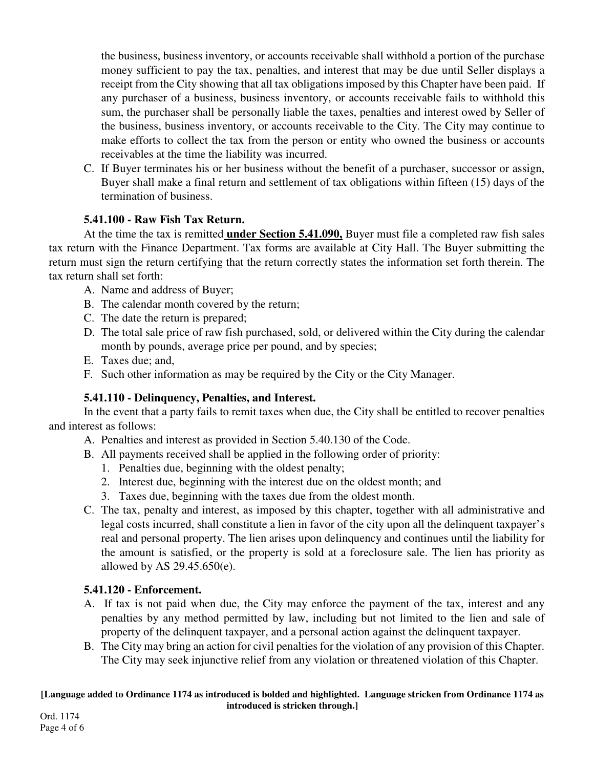the business, business inventory, or accounts receivable shall withhold a portion of the purchase money sufficient to pay the tax, penalties, and interest that may be due until Seller displays a receipt from the City showing that all tax obligations imposed by this Chapter have been paid. If any purchaser of a business, business inventory, or accounts receivable fails to withhold this sum, the purchaser shall be personally liable the taxes, penalties and interest owed by Seller of the business, business inventory, or accounts receivable to the City. The City may continue to make efforts to collect the tax from the person or entity who owned the business or accounts receivables at the time the liability was incurred.

C. If Buyer terminates his or her business without the benefit of a purchaser, successor or assign, Buyer shall make a final return and settlement of tax obligations within fifteen (15) days of the termination of business.

**5.41.100 - Raw Fish Tax Return.**

At the time the tax is remitted **under Section 5.41.090,** Buyer must file a completed raw fish sales tax return with the Finance Department. Tax forms are available at City Hall. The Buyer submitting the return must sign the return certifying that the return correctly states the information set forth therein. The tax return shall set forth:

A. Name and address of Buyer;
B. The calendar month covered by the return;
C. The date the return is prepared;
D. The total sale price of raw fish purchased, sold, or delivered within the City during the calendar month by pounds, average price per pound, and by species;
E. Taxes due; and,
F. Such other information as may be required by the City or the City Manager.

**5.41.110 - Delinquency, Penalties, and Interest.**

In the event that a party fails to remit taxes when due, the City shall be entitled to recover penalties and interest as follows:

A. Penalties and interest as provided in Section 5.40.130 of the Code.
B. All payments received shall be applied in the following order of priority:
   1. Penalties due, beginning with the oldest penalty;
   2. Interest due, beginning with the interest due on the oldest month; and
   3. Taxes due, beginning with the taxes due from the oldest month.
C. The tax, penalty and interest, as imposed by this chapter, together with all administrative and legal costs incurred, shall constitute a lien in favor of the city upon all the delinquent taxpayer's real and personal property. The lien arises upon delinquency and continues until the liability for the amount is satisfied, or the property is sold at a foreclosure sale. The lien has priority as allowed by AS 29.45.650(e).

**5.41.120 - Enforcement.**

A. If tax is not paid when due, the City may enforce the payment of the tax, interest and any penalties by any method permitted by law, including but not limited to the lien and sale of property of the delinquent taxpayer, and a personal action against the delinquent taxpayer.
B. The City may bring an action for civil penalties for the violation of any provision of this Chapter. The City may seek injunctive relief from any violation or threatened violation of this Chapter.

**[Language added to Ordinance 1174 as introduced is bolded and highlighted. Language stricken from Ordinance 1174 as introduced is stricken through.]**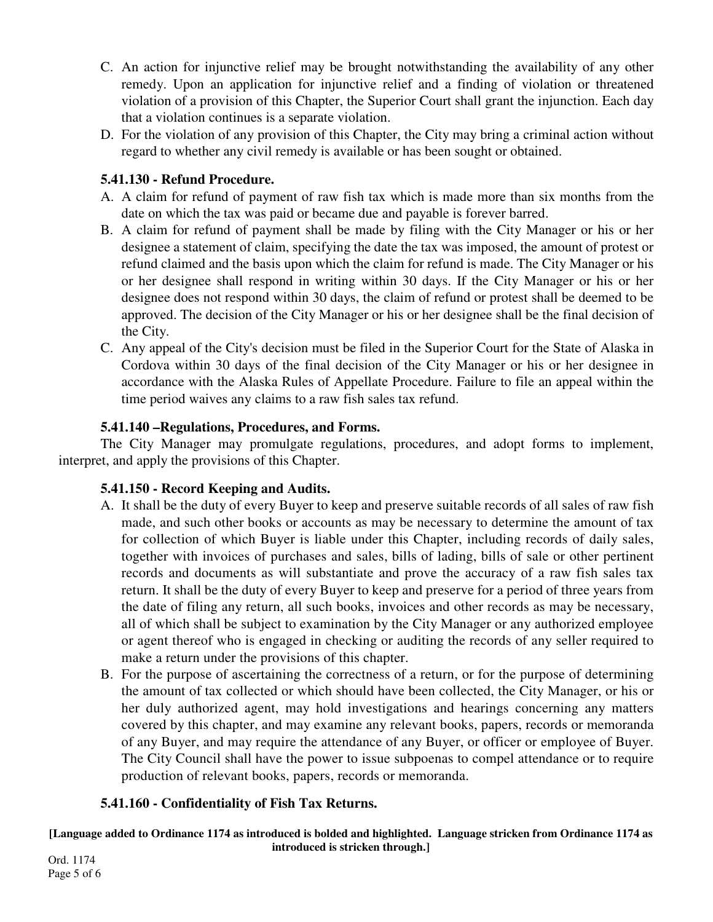C. An action for injunctive relief may be brought notwithstanding the availability of any other remedy. Upon an application for injunctive relief and a finding of violation or threatened violation of a provision of this Chapter, the Superior Court shall grant the injunction. Each day that a violation continues is a separate violation.

D. For the violation of any provision of this Chapter, the City may bring a criminal action without regard to whether any civil remedy is available or has been sought or obtained.

### 5.41.130 - Refund Procedure.

A. A claim for refund of payment of raw fish tax which is made more than six months from the date on which the tax was paid or became due and payable is forever barred.

B. A claim for refund of payment shall be made by filing with the City Manager or his or her designee a statement of claim, specifying the date the tax was imposed, the amount of protest or refund claimed and the basis upon which the claim for refund is made. The City Manager or his or her designee shall respond in writing within 30 days. If the City Manager or his or her designee does not respond within 30 days, the claim of refund or protest shall be deemed to be approved. The decision of the City Manager or his or her designee shall be the final decision of the City.

C. Any appeal of the City's decision must be filed in the Superior Court for the State of Alaska in Cordova within 30 days of the final decision of the City Manager or his or her designee in accordance with the Alaska Rules of Appellate Procedure. Failure to file an appeal within the time period waives any claims to a raw fish sales tax refund.

### 5.41.140 –Regulations, Procedures, and Forms.

The City Manager may promulgate regulations, procedures, and adopt forms to implement, interpret, and apply the provisions of this Chapter.

### 5.41.150 - Record Keeping and Audits.

A. It shall be the duty of every Buyer to keep and preserve suitable records of all sales of raw fish made, and such other books or accounts as may be necessary to determine the amount of tax for collection of which Buyer is liable under this Chapter, including records of daily sales, together with invoices of purchases and sales, bills of lading, bills of sale or other pertinent records and documents as will substantiate and prove the accuracy of a raw fish sales tax return. It shall be the duty of every Buyer to keep and preserve for a period of three years from the date of filing any return, all such books, invoices and other records as may be necessary, all of which shall be subject to examination by the City Manager or any authorized employee or agent thereof who is engaged in checking or auditing the records of any seller required to make a return under the provisions of this chapter.

B. For the purpose of ascertaining the correctness of a return, or for the purpose of determining the amount of tax collected or which should have been collected, the City Manager, or his or her duly authorized agent, may hold investigations and hearings concerning any matters covered by this chapter, and may examine any relevant books, papers, records or memoranda of any Buyer, and may require the attendance of any Buyer, or officer or employee of Buyer. The City Council shall have the power to issue subpoenas to compel attendance or to require production of relevant books, papers, records or memoranda.

### 5.41.160 - Confidentiality of Fish Tax Returns.

**[Language added to Ordinance 1174 as introduced is bolded and highlighted. Language stricken from Ordinance 1174 as introduced is stricken through.]**

Ord. 1174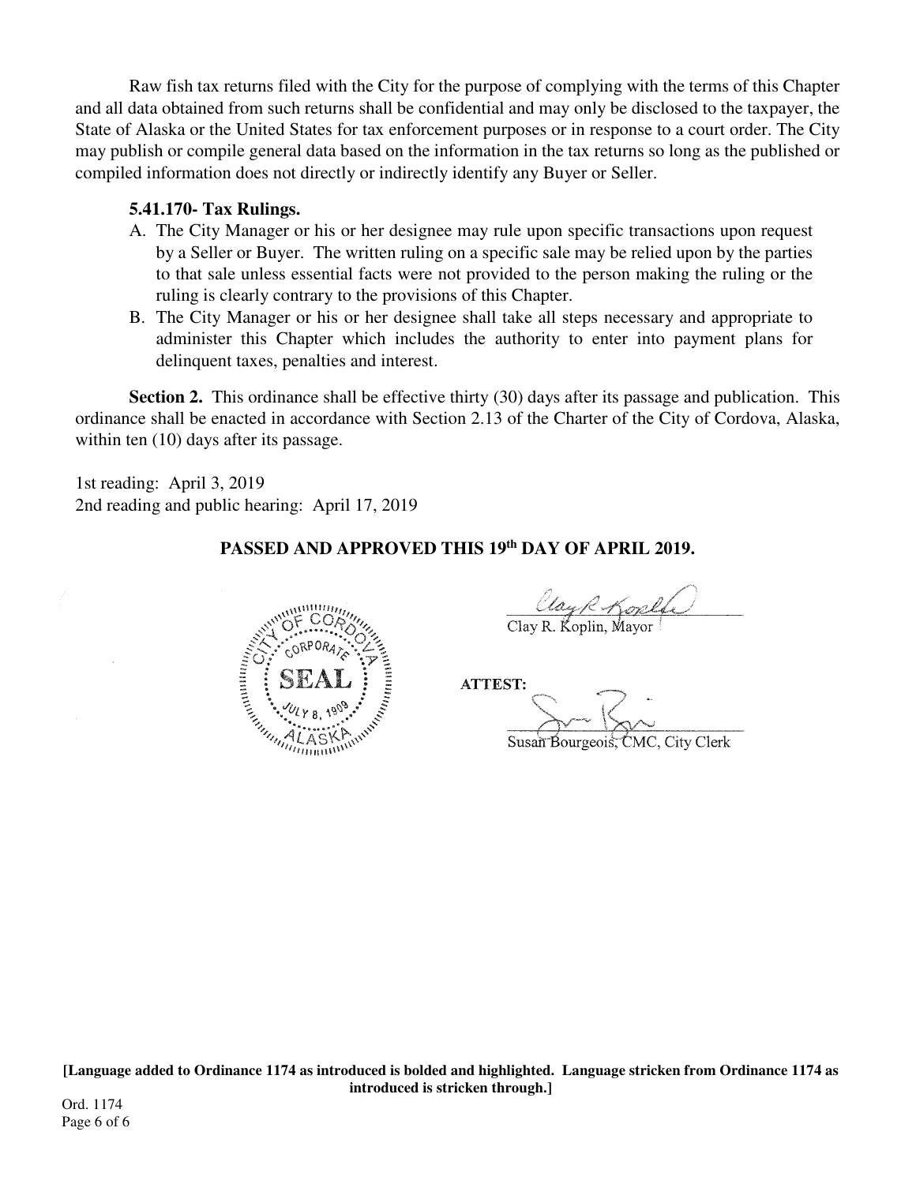Raw fish tax returns filed with the City for the purpose of complying with the terms of this Chapter and all data obtained from such returns shall be confidential and may only be disclosed to the taxpayer, the State of Alaska or the United States for tax enforcement purposes or in response to a court order. The City may publish or compile general data based on the information in the tax returns so long as the published or compiled information does not directly or indirectly identify any Buyer or Seller.

**5.41.170- Tax Rulings.**

A. The City Manager or his or her designee may rule upon specific transactions upon request by a Seller or Buyer. The written ruling on a specific sale may be relied upon by the parties to that sale unless essential facts were not provided to the person making the ruling or the ruling is clearly contrary to the provisions of this Chapter.

B. The City Manager or his or her designee shall take all steps necessary and appropriate to administer this Chapter which includes the authority to enter into payment plans for delinquent taxes, penalties and interest.

**Section 2.** This ordinance shall be effective thirty (30) days after its passage and publication. This ordinance shall be enacted in accordance with Section 2.13 of the Charter of the City of Cordova, Alaska, within ten (10) days after its passage.

1st reading: April 3, 2019
2nd reading and public hearing: April 17, 2019

**PASSED AND APPROVED THIS 19th DAY OF APRIL 2019.**

CITY OF CORDOVA CORPORATE SEAL JULY 8, 1909 ALASKA

Clay R. Koplin, Mayor

**ATTEST:**

Susan Bourgeois, CMC, City Clerk

**[Language added to Ordinance 1174 as introduced is bolded and highlighted. Language stricken from Ordinance 1174 as introduced is stricken through.]**

Ord. 1174